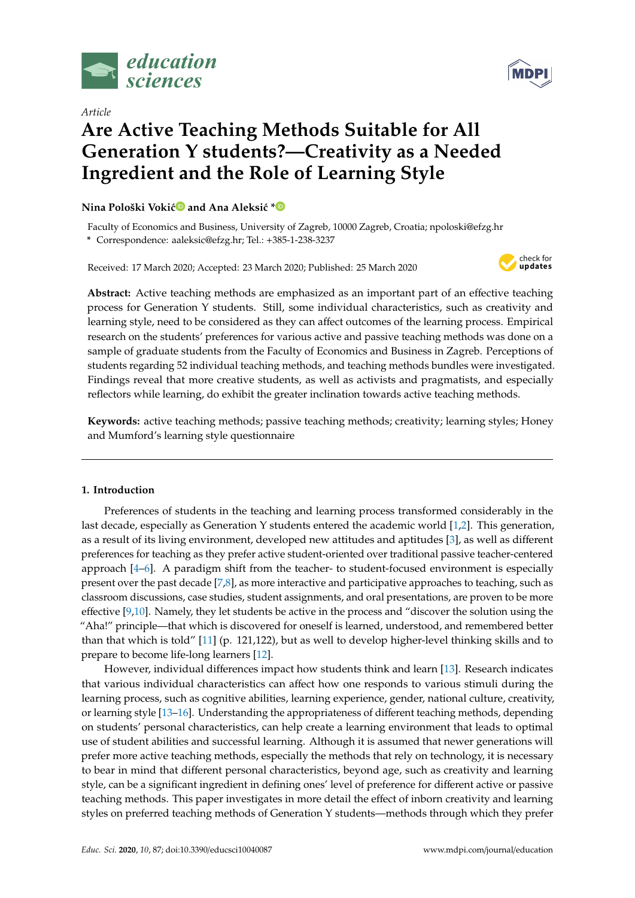*Article*

# Are Active Teaching Methods Suitable for All Generation Y students?—Creativity as a Needed Ingredient and the Role of Learning Style

**Nina Pološki Vokić and Ana Aleksić ***

Faculty of Economics and Business, University of Zagreb, 10000 Zagreb, Croatia; npoloski@efzg.hr
* Correspondence: aaleksic@efzg.hr; Tel.: +385-1-238-3237

Received: 17 March 2020; Accepted: 23 March 2020; Published: 25 March 2020

**Abstract:** Active teaching methods are emphasized as an important part of an effective teaching process for Generation Y students. Still, some individual characteristics, such as creativity and learning style, need to be considered as they can affect outcomes of the learning process. Empirical research on the students' preferences for various active and passive teaching methods was done on a sample of graduate students from the Faculty of Economics and Business in Zagreb. Perceptions of students regarding 52 individual teaching methods, and teaching methods bundles were investigated. Findings reveal that more creative students, as well as activists and pragmatists, and especially reflectors while learning, do exhibit the greater inclination towards active teaching methods.

**Keywords:** active teaching methods; passive teaching methods; creativity; learning styles; Honey and Mumford's learning style questionnaire

## 1. Introduction

Preferences of students in the teaching and learning process transformed considerably in the last decade, especially as Generation Y students entered the academic world [1,2]. This generation, as a result of its living environment, developed new attitudes and aptitudes [3], as well as different preferences for teaching as they prefer active student-oriented over traditional passive teacher-centered approach [4–6]. A paradigm shift from the teacher- to student-focused environment is especially present over the past decade [7,8], as more interactive and participative approaches to teaching, such as classroom discussions, case studies, student assignments, and oral presentations, are proven to be more effective [9,10]. Namely, they let students be active in the process and "discover the solution using the "Aha!" principle—that which is discovered for oneself is learned, understood, and remembered better than that which is told" [11] (p. 121,122), but as well to develop higher-level thinking skills and to prepare to become life-long learners [12].

However, individual differences impact how students think and learn [13]. Research indicates that various individual characteristics can affect how one responds to various stimuli during the learning process, such as cognitive abilities, learning experience, gender, national culture, creativity, or learning style [13–16]. Understanding the appropriateness of different teaching methods, depending on students' personal characteristics, can help create a learning environment that leads to optimal use of student abilities and successful learning. Although it is assumed that newer generations will prefer more active teaching methods, especially the methods that rely on technology, it is necessary to bear in mind that different personal characteristics, beyond age, such as creativity and learning style, can be a significant ingredient in defining ones' level of preference for different active or passive teaching methods. This paper investigates in more detail the effect of inborn creativity and learning styles on preferred teaching methods of Generation Y students—methods through which they prefer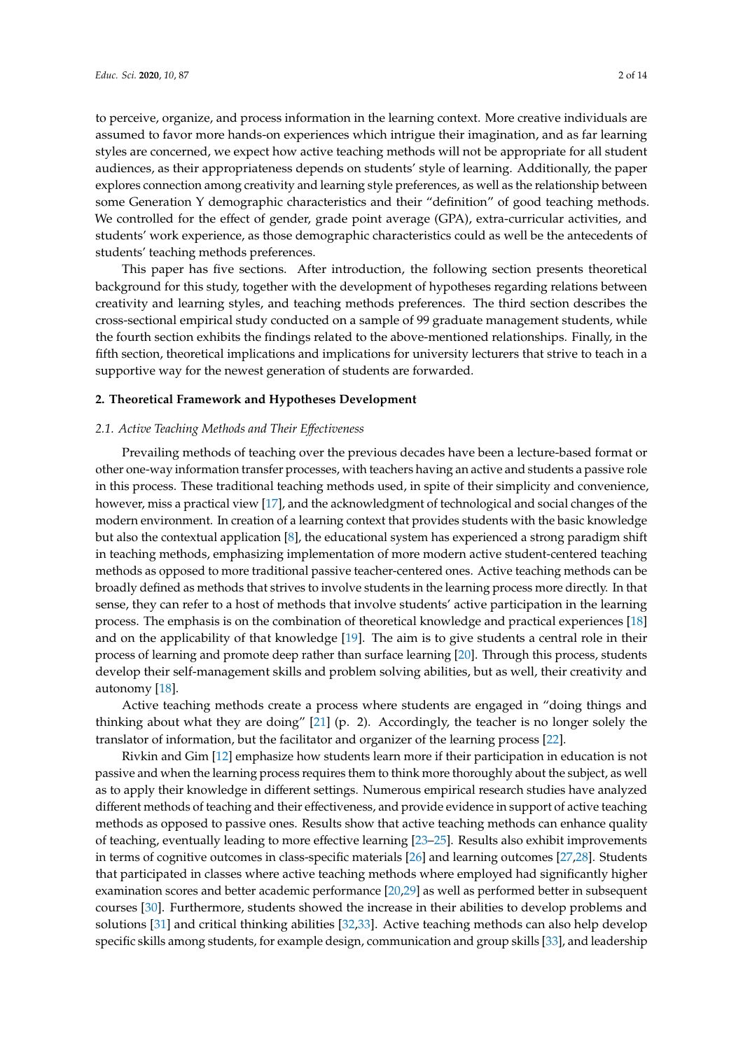to perceive, organize, and process information in the learning context. More creative individuals are assumed to favor more hands-on experiences which intrigue their imagination, and as far learning styles are concerned, we expect how active teaching methods will not be appropriate for all student audiences, as their appropriateness depends on students' style of learning. Additionally, the paper explores connection among creativity and learning style preferences, as well as the relationship between some Generation Y demographic characteristics and their "definition" of good teaching methods. We controlled for the effect of gender, grade point average (GPA), extra-curricular activities, and students' work experience, as those demographic characteristics could as well be the antecedents of students' teaching methods preferences.

This paper has five sections. After introduction, the following section presents theoretical background for this study, together with the development of hypotheses regarding relations between creativity and learning styles, and teaching methods preferences. The third section describes the cross-sectional empirical study conducted on a sample of 99 graduate management students, while the fourth section exhibits the findings related to the above-mentioned relationships. Finally, in the fifth section, theoretical implications and implications for university lecturers that strive to teach in a supportive way for the newest generation of students are forwarded.

## 2. Theoretical Framework and Hypotheses Development

### *2.1. Active Teaching Methods and Their Effectiveness*

Prevailing methods of teaching over the previous decades have been a lecture-based format or other one-way information transfer processes, with teachers having an active and students a passive role in this process. These traditional teaching methods used, in spite of their simplicity and convenience, however, miss a practical view [17], and the acknowledgment of technological and social changes of the modern environment. In creation of a learning context that provides students with the basic knowledge but also the contextual application [8], the educational system has experienced a strong paradigm shift in teaching methods, emphasizing implementation of more modern active student-centered teaching methods as opposed to more traditional passive teacher-centered ones. Active teaching methods can be broadly defined as methods that strives to involve students in the learning process more directly. In that sense, they can refer to a host of methods that involve students' active participation in the learning process. The emphasis is on the combination of theoretical knowledge and practical experiences [18] and on the applicability of that knowledge [19]. The aim is to give students a central role in their process of learning and promote deep rather than surface learning [20]. Through this process, students develop their self-management skills and problem solving abilities, but as well, their creativity and autonomy [18].

Active teaching methods create a process where students are engaged in "doing things and thinking about what they are doing" [21] (p. 2). Accordingly, the teacher is no longer solely the translator of information, but the facilitator and organizer of the learning process [22].

Rivkin and Gim [12] emphasize how students learn more if their participation in education is not passive and when the learning process requires them to think more thoroughly about the subject, as well as to apply their knowledge in different settings. Numerous empirical research studies have analyzed different methods of teaching and their effectiveness, and provide evidence in support of active teaching methods as opposed to passive ones. Results show that active teaching methods can enhance quality of teaching, eventually leading to more effective learning [23–25]. Results also exhibit improvements in terms of cognitive outcomes in class-specific materials [26] and learning outcomes [27,28]. Students that participated in classes where active teaching methods where employed had significantly higher examination scores and better academic performance [20,29] as well as performed better in subsequent courses [30]. Furthermore, students showed the increase in their abilities to develop problems and solutions [31] and critical thinking abilities [32,33]. Active teaching methods can also help develop specific skills among students, for example design, communication and group skills [33], and leadership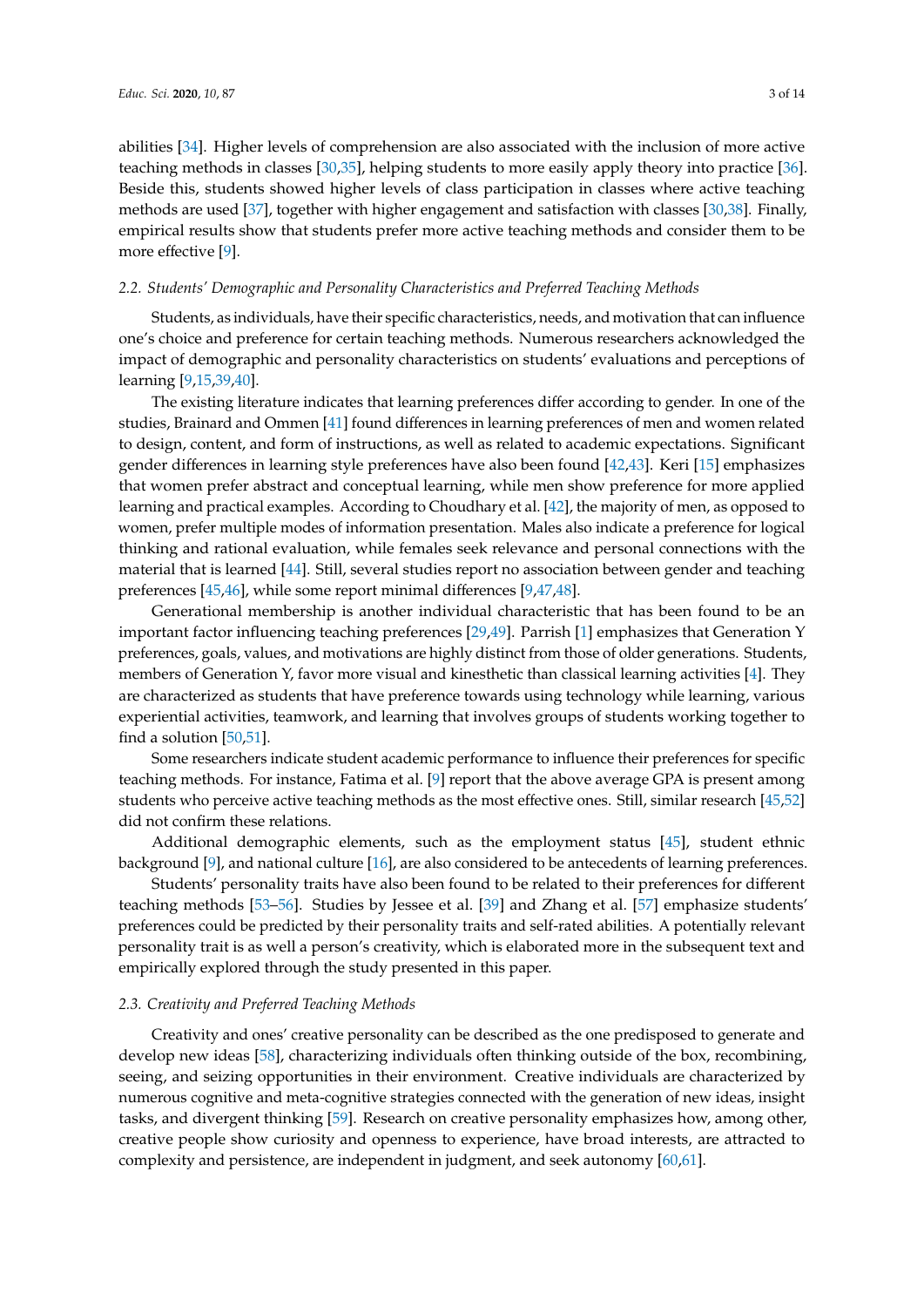abilities [34]. Higher levels of comprehension are also associated with the inclusion of more active teaching methods in classes [30,35], helping students to more easily apply theory into practice [36]. Beside this, students showed higher levels of class participation in classes where active teaching methods are used [37], together with higher engagement and satisfaction with classes [30,38]. Finally, empirical results show that students prefer more active teaching methods and consider them to be more effective [9].

### *2.2. Students' Demographic and Personality Characteristics and Preferred Teaching Methods*

Students, as individuals, have their specific characteristics, needs, and motivation that can influence one's choice and preference for certain teaching methods. Numerous researchers acknowledged the impact of demographic and personality characteristics on students' evaluations and perceptions of learning [9,15,39,40].

The existing literature indicates that learning preferences differ according to gender. In one of the studies, Brainard and Ommen [41] found differences in learning preferences of men and women related to design, content, and form of instructions, as well as related to academic expectations. Significant gender differences in learning style preferences have also been found [42,43]. Keri [15] emphasizes that women prefer abstract and conceptual learning, while men show preference for more applied learning and practical examples. According to Choudhary et al. [42], the majority of men, as opposed to women, prefer multiple modes of information presentation. Males also indicate a preference for logical thinking and rational evaluation, while females seek relevance and personal connections with the material that is learned [44]. Still, several studies report no association between gender and teaching preferences [45,46], while some report minimal differences [9,47,48].

Generational membership is another individual characteristic that has been found to be an important factor influencing teaching preferences [29,49]. Parrish [1] emphasizes that Generation Y preferences, goals, values, and motivations are highly distinct from those of older generations. Students, members of Generation Y, favor more visual and kinesthetic than classical learning activities [4]. They are characterized as students that have preference towards using technology while learning, various experiential activities, teamwork, and learning that involves groups of students working together to find a solution [50,51].

Some researchers indicate student academic performance to influence their preferences for specific teaching methods. For instance, Fatima et al. [9] report that the above average GPA is present among students who perceive active teaching methods as the most effective ones. Still, similar research [45,52] did not confirm these relations.

Additional demographic elements, such as the employment status [45], student ethnic background [9], and national culture [16], are also considered to be antecedents of learning preferences.

Students' personality traits have also been found to be related to their preferences for different teaching methods [53–56]. Studies by Jessee et al. [39] and Zhang et al. [57] emphasize students' preferences could be predicted by their personality traits and self-rated abilities. A potentially relevant personality trait is as well a person's creativity, which is elaborated more in the subsequent text and empirically explored through the study presented in this paper.

### *2.3. Creativity and Preferred Teaching Methods*

Creativity and ones' creative personality can be described as the one predisposed to generate and develop new ideas [58], characterizing individuals often thinking outside of the box, recombining, seeing, and seizing opportunities in their environment. Creative individuals are characterized by numerous cognitive and meta-cognitive strategies connected with the generation of new ideas, insight tasks, and divergent thinking [59]. Research on creative personality emphasizes how, among other, creative people show curiosity and openness to experience, have broad interests, are attracted to complexity and persistence, are independent in judgment, and seek autonomy [60,61].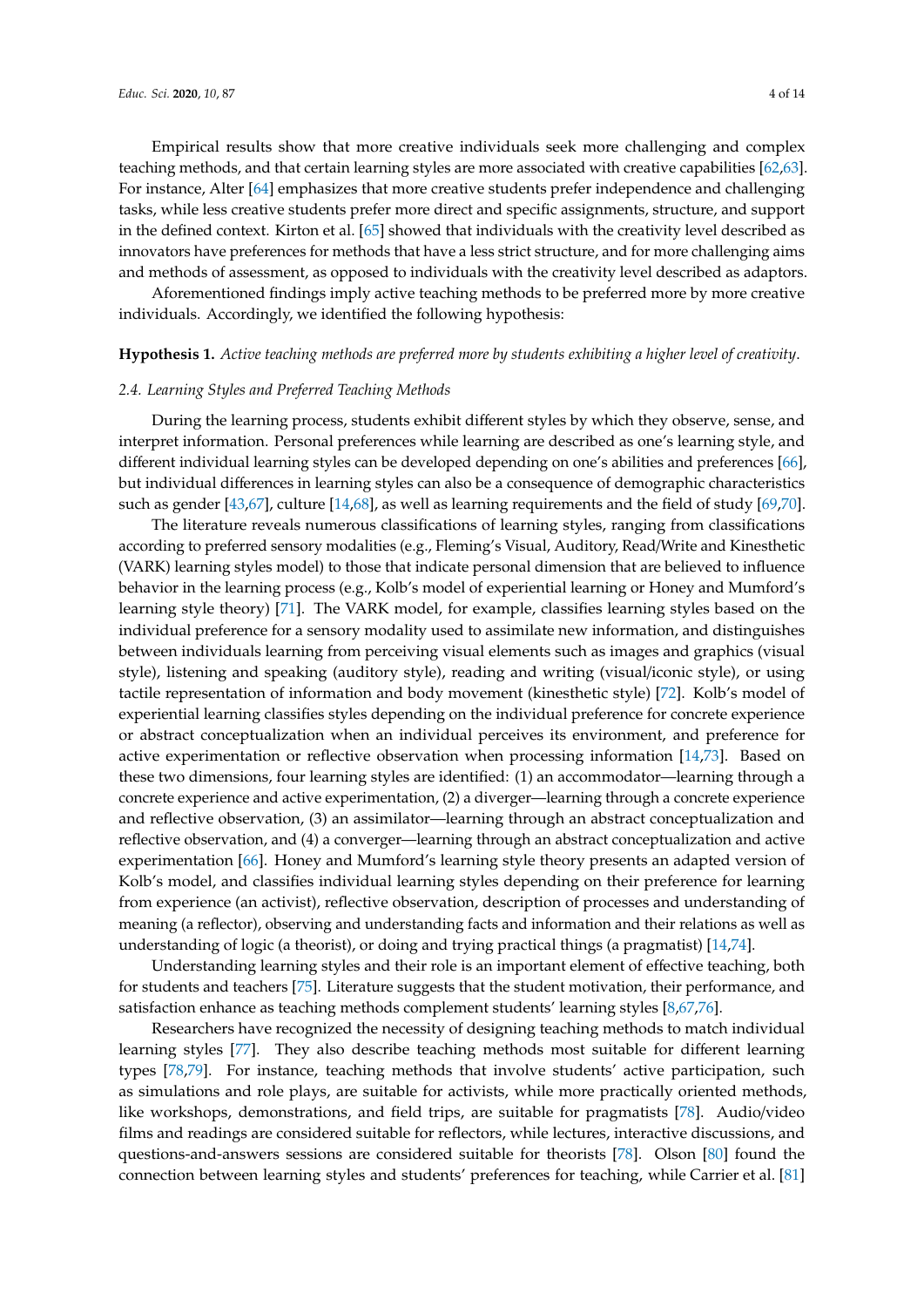Empirical results show that more creative individuals seek more challenging and complex teaching methods, and that certain learning styles are more associated with creative capabilities [62,63]. For instance, Alter [64] emphasizes that more creative students prefer independence and challenging tasks, while less creative students prefer more direct and specific assignments, structure, and support in the defined context. Kirton et al. [65] showed that individuals with the creativity level described as innovators have preferences for methods that have a less strict structure, and for more challenging aims and methods of assessment, as opposed to individuals with the creativity level described as adaptors.

Aforementioned findings imply active teaching methods to be preferred more by more creative individuals. Accordingly, we identified the following hypothesis:

**Hypothesis 1.** *Active teaching methods are preferred more by students exhibiting a higher level of creativity.*

### *2.4. Learning Styles and Preferred Teaching Methods*

During the learning process, students exhibit different styles by which they observe, sense, and interpret information. Personal preferences while learning are described as one's learning style, and different individual learning styles can be developed depending on one's abilities and preferences [66], but individual differences in learning styles can also be a consequence of demographic characteristics such as gender [43,67], culture [14,68], as well as learning requirements and the field of study [69,70].

The literature reveals numerous classifications of learning styles, ranging from classifications according to preferred sensory modalities (e.g., Fleming's Visual, Auditory, Read/Write and Kinesthetic (VARK) learning styles model) to those that indicate personal dimension that are believed to influence behavior in the learning process (e.g., Kolb's model of experiential learning or Honey and Mumford's learning style theory) [71]. The VARK model, for example, classifies learning styles based on the individual preference for a sensory modality used to assimilate new information, and distinguishes between individuals learning from perceiving visual elements such as images and graphics (visual style), listening and speaking (auditory style), reading and writing (visual/iconic style), or using tactile representation of information and body movement (kinesthetic style) [72]. Kolb's model of experiential learning classifies styles depending on the individual preference for concrete experience or abstract conceptualization when an individual perceives its environment, and preference for active experimentation or reflective observation when processing information [14,73]. Based on these two dimensions, four learning styles are identified: (1) an accommodator—learning through a concrete experience and active experimentation, (2) a diverger—learning through a concrete experience and reflective observation, (3) an assimilator—learning through an abstract conceptualization and reflective observation, and (4) a converger—learning through an abstract conceptualization and active experimentation [66]. Honey and Mumford's learning style theory presents an adapted version of Kolb's model, and classifies individual learning styles depending on their preference for learning from experience (an activist), reflective observation, description of processes and understanding of meaning (a reflector), observing and understanding facts and information and their relations as well as understanding of logic (a theorist), or doing and trying practical things (a pragmatist) [14,74].

Understanding learning styles and their role is an important element of effective teaching, both for students and teachers [75]. Literature suggests that the student motivation, their performance, and satisfaction enhance as teaching methods complement students' learning styles [8,67,76].

Researchers have recognized the necessity of designing teaching methods to match individual learning styles [77]. They also describe teaching methods most suitable for different learning types [78,79]. For instance, teaching methods that involve students' active participation, such as simulations and role plays, are suitable for activists, while more practically oriented methods, like workshops, demonstrations, and field trips, are suitable for pragmatists [78]. Audio/video films and readings are considered suitable for reflectors, while lectures, interactive discussions, and questions-and-answers sessions are considered suitable for theorists [78]. Olson [80] found the connection between learning styles and students' preferences for teaching, while Carrier et al. [81]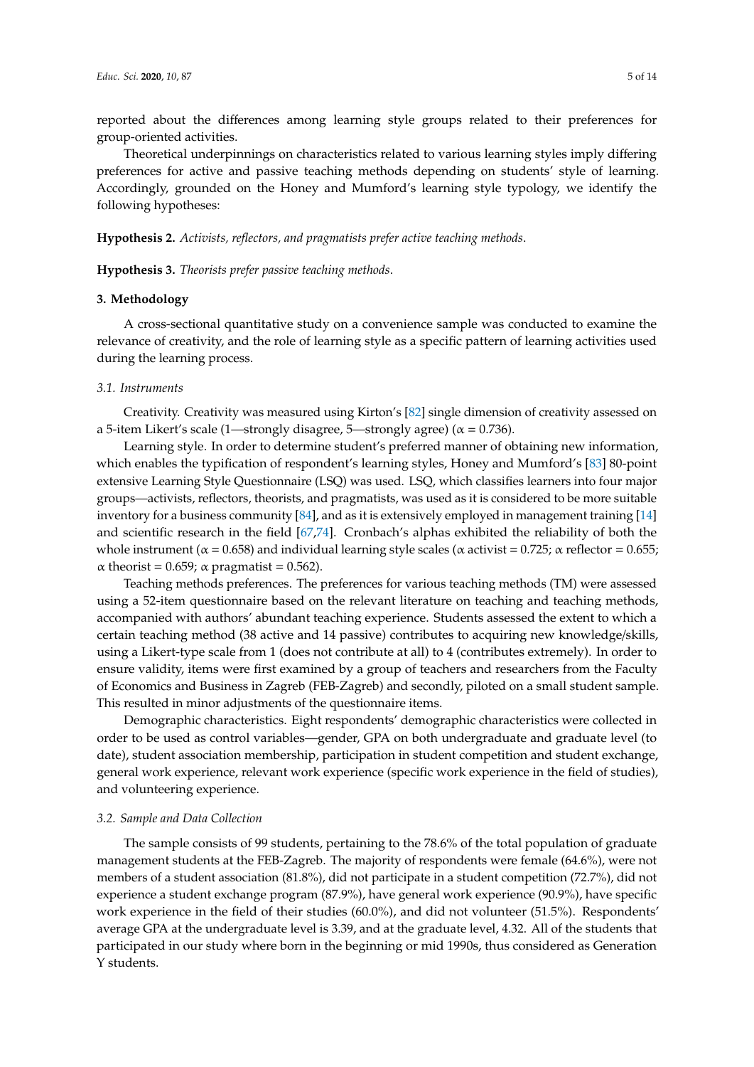reported about the differences among learning style groups related to their preferences for group-oriented activities.

Theoretical underpinnings on characteristics related to various learning styles imply differing preferences for active and passive teaching methods depending on students' style of learning. Accordingly, grounded on the Honey and Mumford's learning style typology, we identify the following hypotheses:

**Hypothesis 2.** *Activists, reflectors, and pragmatists prefer active teaching methods.*

**Hypothesis 3.** *Theorists prefer passive teaching methods.*

## 3. Methodology

A cross-sectional quantitative study on a convenience sample was conducted to examine the relevance of creativity, and the role of learning style as a specific pattern of learning activities used during the learning process.

### *3.1. Instruments*

Creativity. Creativity was measured using Kirton's [82] single dimension of creativity assessed on a 5-item Likert's scale (1—strongly disagree, 5—strongly agree) ($\alpha = 0.736$).

Learning style. In order to determine student's preferred manner of obtaining new information, which enables the typification of respondent's learning styles, Honey and Mumford's [83] 80-point extensive Learning Style Questionnaire (LSQ) was used. LSQ, which classifies learners into four major groups—activists, reflectors, theorists, and pragmatists, was used as it is considered to be more suitable inventory for a business community [84], and as it is extensively employed in management training [14] and scientific research in the field [67,74]. Cronbach's alphas exhibited the reliability of both the whole instrument ($\alpha = 0.658$) and individual learning style scales ($\alpha$ activist = 0.725; $\alpha$ reflector = 0.655; $\alpha$ theorist = 0.659; $\alpha$ pragmatist = 0.562).

Teaching methods preferences. The preferences for various teaching methods (TM) were assessed using a 52-item questionnaire based on the relevant literature on teaching and teaching methods, accompanied with authors' abundant teaching experience. Students assessed the extent to which a certain teaching method (38 active and 14 passive) contributes to acquiring new knowledge/skills, using a Likert-type scale from 1 (does not contribute at all) to 4 (contributes extremely). In order to ensure validity, items were first examined by a group of teachers and researchers from the Faculty of Economics and Business in Zagreb (FEB-Zagreb) and secondly, piloted on a small student sample. This resulted in minor adjustments of the questionnaire items.

Demographic characteristics. Eight respondents' demographic characteristics were collected in order to be used as control variables—gender, GPA on both undergraduate and graduate level (to date), student association membership, participation in student competition and student exchange, general work experience, relevant work experience (specific work experience in the field of studies), and volunteering experience.

### *3.2. Sample and Data Collection*

The sample consists of 99 students, pertaining to the 78.6% of the total population of graduate management students at the FEB-Zagreb. The majority of respondents were female (64.6%), were not members of a student association (81.8%), did not participate in a student competition (72.7%), did not experience a student exchange program (87.9%), have general work experience (90.9%), have specific work experience in the field of their studies (60.0%), and did not volunteer (51.5%). Respondents' average GPA at the undergraduate level is 3.39, and at the graduate level, 4.32. All of the students that participated in our study where born in the beginning or mid 1990s, thus considered as Generation Y students.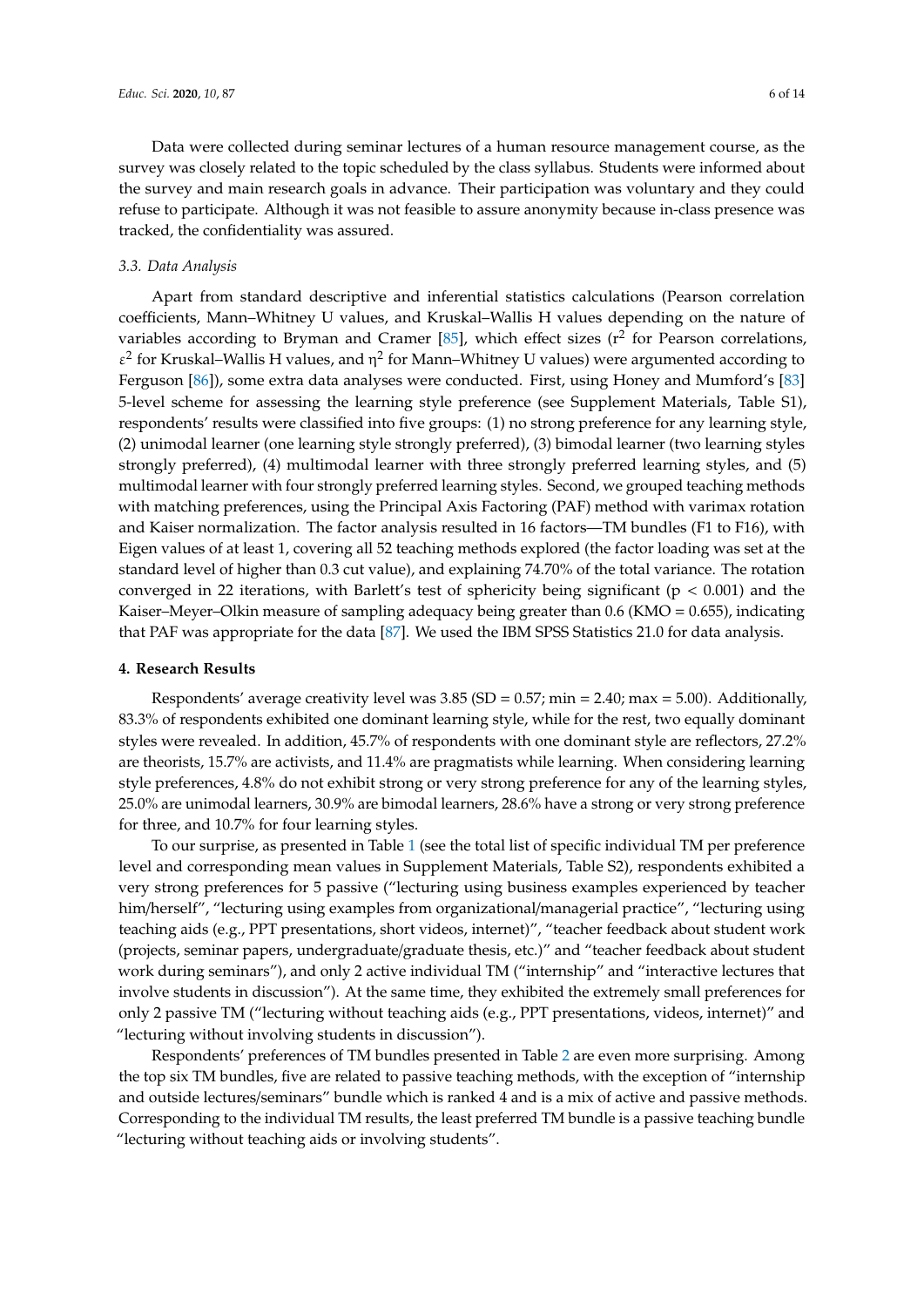Data were collected during seminar lectures of a human resource management course, as the survey was closely related to the topic scheduled by the class syllabus. Students were informed about the survey and main research goals in advance. Their participation was voluntary and they could refuse to participate. Although it was not feasible to assure anonymity because in-class presence was tracked, the confidentiality was assured.

### *3.3. Data Analysis*

Apart from standard descriptive and inferential statistics calculations (Pearson correlation coefficients, Mann–Whitney U values, and Kruskal–Wallis H values depending on the nature of variables according to Bryman and Cramer [85], which effect sizes ($r^2$ for Pearson correlations, $\varepsilon^2$ for Kruskal–Wallis H values, and $\eta^2$ for Mann–Whitney U values) were argumented according to Ferguson [86]), some extra data analyses were conducted. First, using Honey and Mumford's [83] 5-level scheme for assessing the learning style preference (see Supplement Materials, Table S1), respondents' results were classified into five groups: (1) no strong preference for any learning style, (2) unimodal learner (one learning style strongly preferred), (3) bimodal learner (two learning styles strongly preferred), (4) multimodal learner with three strongly preferred learning styles, and (5) multimodal learner with four strongly preferred learning styles. Second, we grouped teaching methods with matching preferences, using the Principal Axis Factoring (PAF) method with varimax rotation and Kaiser normalization. The factor analysis resulted in 16 factors—TM bundles (F1 to F16), with Eigen values of at least 1, covering all 52 teaching methods explored (the factor loading was set at the standard level of higher than 0.3 cut value), and explaining 74.70% of the total variance. The rotation converged in 22 iterations, with Barlett's test of sphericity being significant ($p < 0.001$) and the Kaiser–Meyer–Olkin measure of sampling adequacy being greater than 0.6 (KMO = 0.655), indicating that PAF was appropriate for the data [87]. We used the IBM SPSS Statistics 21.0 for data analysis.

## 4. Research Results

Respondents' average creativity level was 3.85 (SD = 0.57; min = 2.40; max = 5.00). Additionally, 83.3% of respondents exhibited one dominant learning style, while for the rest, two equally dominant styles were revealed. In addition, 45.7% of respondents with one dominant style are reflectors, 27.2% are theorists, 15.7% are activists, and 11.4% are pragmatists while learning. When considering learning style preferences, 4.8% do not exhibit strong or very strong preference for any of the learning styles, 25.0% are unimodal learners, 30.9% are bimodal learners, 28.6% have a strong or very strong preference for three, and 10.7% for four learning styles.

To our surprise, as presented in Table 1 (see the total list of specific individual TM per preference level and corresponding mean values in Supplement Materials, Table S2), respondents exhibited a very strong preferences for 5 passive ("lecturing using business examples experienced by teacher him/herself", "lecturing using examples from organizational/managerial practice", "lecturing using teaching aids (e.g., PPT presentations, short videos, internet)", "teacher feedback about student work (projects, seminar papers, undergraduate/graduate thesis, etc.)" and "teacher feedback about student work during seminars"), and only 2 active individual TM ("internship" and "interactive lectures that involve students in discussion"). At the same time, they exhibited the extremely small preferences for only 2 passive TM ("lecturing without teaching aids (e.g., PPT presentations, videos, internet)" and "lecturing without involving students in discussion").

Respondents' preferences of TM bundles presented in Table 2 are even more surprising. Among the top six TM bundles, five are related to passive teaching methods, with the exception of "internship and outside lectures/seminars" bundle which is ranked 4 and is a mix of active and passive methods. Corresponding to the individual TM results, the least preferred TM bundle is a passive teaching bundle "lecturing without teaching aids or involving students".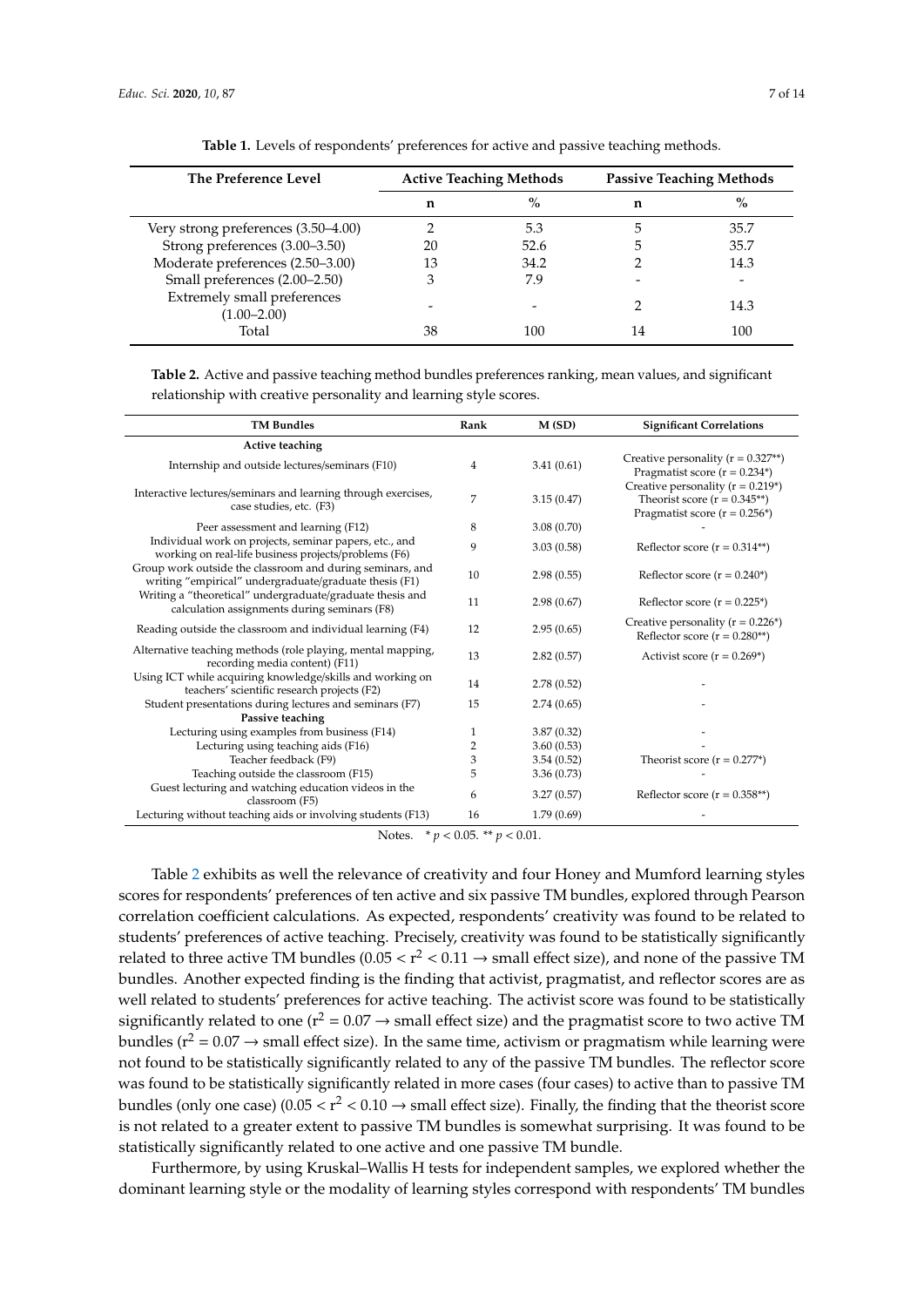**Table 1.** Levels of respondents' preferences for active and passive teaching methods.

| The Preference Level | Active Teaching Methods | | Passive Teaching Methods | |
|---|---|---|---|---|
| | n | % | n | % |
| Very strong preferences (3.50–4.00) | 2 | 5.3 | 5 | 35.7 |
| Strong preferences (3.00–3.50) | 20 | 52.6 | 5 | 35.7 |
| Moderate preferences (2.50–3.00) | 13 | 34.2 | 2 | 14.3 |
| Small preferences (2.00–2.50) | 3 | 7.9 | - | - |
| Extremely small preferences (1.00–2.00) | - | - | 2 | 14.3 |
| Total | 38 | 100 | 14 | 100 |

**Table 2.** Active and passive teaching method bundles preferences ranking, mean values, and significant relationship with creative personality and learning style scores.

| TM Bundles | Rank | M (SD) | Significant Correlations |
|---|---|---|---|
| **Active teaching** | | | |
| Internship and outside lectures/seminars (F10) | 4 | 3.41 (0.61) | Creative personality (r = 0.327**) Pragmatist score (r = 0.234*) |
| Interactive lectures/seminars and learning through exercises, case studies, etc. (F3) | 7 | 3.15 (0.47) | Creative personality (r = 0.219*) Theorist score (r = 0.345**) Pragmatist score (r = 0.256*) |
| Peer assessment and learning (F12) | 8 | 3.08 (0.70) | - |
| Individual work on projects, seminar papers, etc., and working on real-life business projects/problems (F6) | 9 | 3.03 (0.58) | Reflector score (r = 0.314**) |
| Group work outside the classroom and during seminars, and writing "empirical" undergraduate/graduate thesis (F1) | 10 | 2.98 (0.55) | Reflector score (r = 0.240*) |
| Writing a "theoretical" undergraduate/graduate thesis and calculation assignments during seminars (F8) | 11 | 2.98 (0.67) | Reflector score (r = 0.225*) |
| Reading outside the classroom and individual learning (F4) | 12 | 2.95 (0.65) | Creative personality (r = 0.226*) Reflector score (r = 0.280**) |
| Alternative teaching methods (role playing, mental mapping, recording media content) (F11) | 13 | 2.82 (0.57) | Activist score (r = 0.269*) |
| Using ICT while acquiring knowledge/skills and working on teachers' scientific research projects (F2) | 14 | 2.78 (0.52) | - |
| Student presentations during lectures and seminars (F7) | 15 | 2.74 (0.65) | - |
| **Passive teaching** | | | |
| Lecturing using examples from business (F14) | 1 | 3.87 (0.32) | - |
| Lecturing using teaching aids (F16) | 2 | 3.60 (0.53) | - |
| Teacher feedback (F9) | 3 | 3.54 (0.52) | Theorist score (r = 0.277*) |
| Teaching outside the classroom (F15) | 5 | 3.36 (0.73) | - |
| Guest lecturing and watching education videos in the classroom (F5) | 6 | 3.27 (0.57) | Reflector score (r = 0.358**) |
| Lecturing without teaching aids or involving students (F13) | 16 | 1.79 (0.69) | - |

Notes. * $p < 0.05$. ** $p < 0.01$.

Table 2 exhibits as well the relevance of creativity and four Honey and Mumford learning styles scores for respondents' preferences of ten active and six passive TM bundles, explored through Pearson correlation coefficient calculations. As expected, respondents' creativity was found to be related to students' preferences of active teaching. Precisely, creativity was found to be statistically significantly related to three active TM bundles ($0.05 < r^2 < 0.11$ → small effect size), and none of the passive TM bundles. Another expected finding is the finding that activist, pragmatist, and reflector scores are as well related to students' preferences for active teaching. The activist score was found to be statistically significantly related to one ($r^2 = 0.07$ → small effect size) and the pragmatist score to two active TM bundles ($r^2 = 0.07$ → small effect size). In the same time, activism or pragmatism while learning were not found to be statistically significantly related to any of the passive TM bundles. The reflector score was found to be statistically significantly related in more cases (four cases) to active than to passive TM bundles (only one case) ($0.05 < r^2 < 0.10$ → small effect size). Finally, the finding that the theorist score is not related to a greater extent to passive TM bundles is somewhat surprising. It was found to be statistically significantly related to one active and one passive TM bundle.

Furthermore, by using Kruskal–Wallis H tests for independent samples, we explored whether the dominant learning style or the modality of learning styles correspond with respondents' TM bundles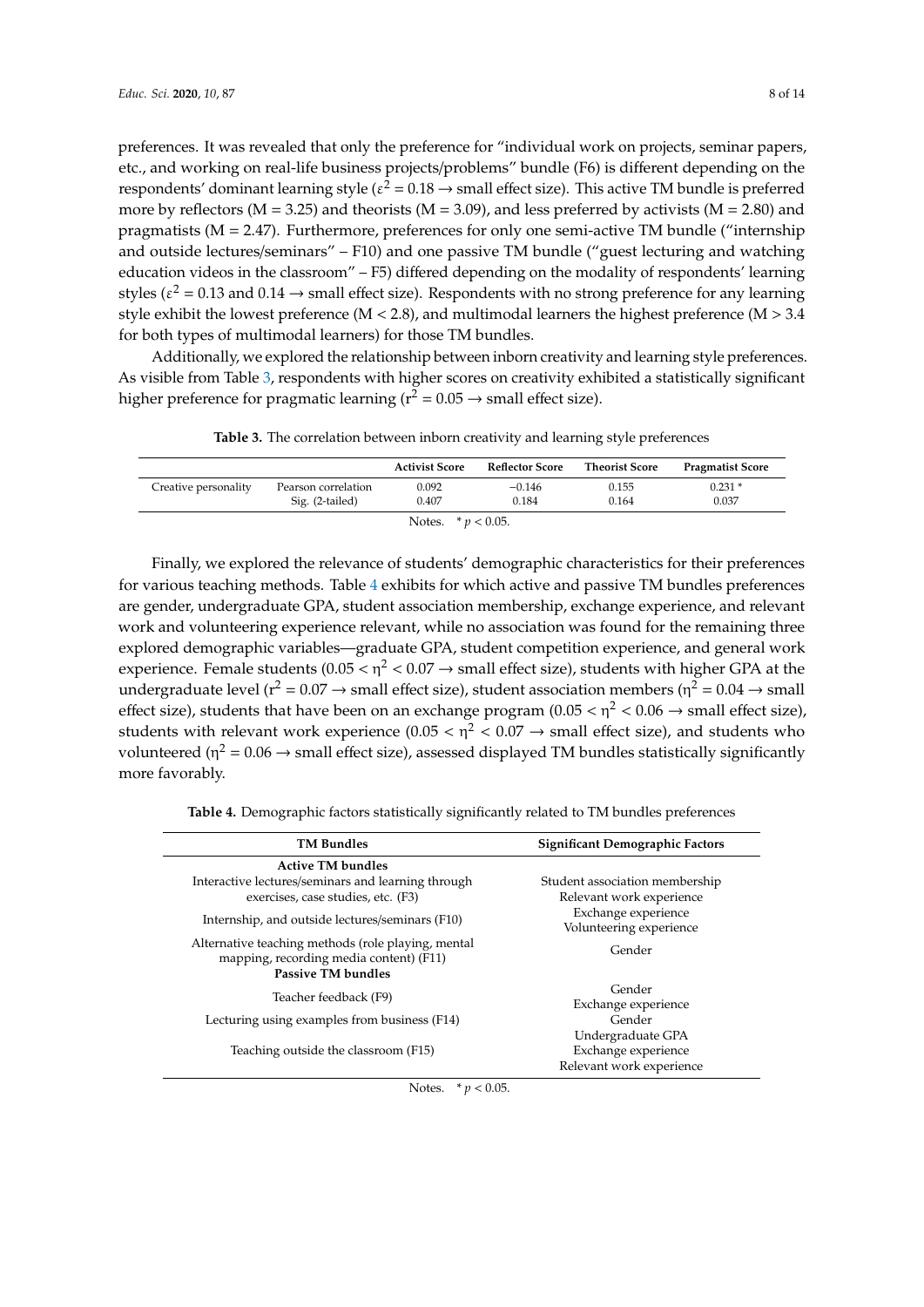preferences. It was revealed that only the preference for "individual work on projects, seminar papers, etc., and working on real-life business projects/problems" bundle (F6) is different depending on the respondents' dominant learning style ($\varepsilon^2 = 0.18 \rightarrow$ small effect size). This active TM bundle is preferred more by reflectors (M = 3.25) and theorists (M = 3.09), and less preferred by activists (M = 2.80) and pragmatists (M = 2.47). Furthermore, preferences for only one semi-active TM bundle ("internship and outside lectures/seminars" – F10) and one passive TM bundle ("guest lecturing and watching education videos in the classroom" – F5) differed depending on the modality of respondents' learning styles ($\varepsilon^2 = 0.13$ and $0.14 \rightarrow$ small effect size). Respondents with no strong preference for any learning style exhibit the lowest preference (M < 2.8), and multimodal learners the highest preference (M > 3.4 for both types of multimodal learners) for those TM bundles.

Additionally, we explored the relationship between inborn creativity and learning style preferences. As visible from Table 3, respondents with higher scores on creativity exhibited a statistically significant higher preference for pragmatic learning ($r^2 = 0.05 \rightarrow$ small effect size).

**Table 3.** The correlation between inborn creativity and learning style preferences

| | | Activist Score | Reflector Score | Theorist Score | Pragmatist Score |
|---|---|---|---|---|---|
| Creative personality | Pearson correlation | 0.092 | −0.146 | 0.155 | 0.231 * |
| | Sig. (2-tailed) | 0.407 | 0.184 | 0.164 | 0.037 |

Notes. * $p < 0.05$.

Finally, we explored the relevance of students' demographic characteristics for their preferences for various teaching methods. Table 4 exhibits for which active and passive TM bundles preferences are gender, undergraduate GPA, student association membership, exchange experience, and relevant work and volunteering experience relevant, while no association was found for the remaining three explored demographic variables—graduate GPA, student competition experience, and general work experience. Female students ($0.05 < \eta^2 < 0.07 \rightarrow$ small effect size), students with higher GPA at the undergraduate level ($r^2 = 0.07 \rightarrow$ small effect size), student association members ($\eta^2 = 0.04 \rightarrow$ small effect size), students that have been on an exchange program ($0.05 < \eta^2 < 0.06 \rightarrow$ small effect size), students with relevant work experience ($0.05 < \eta^2 < 0.07 \rightarrow$ small effect size), and students who volunteered ($\eta^2 = 0.06 \rightarrow$ small effect size), assessed displayed TM bundles statistically significantly more favorably.

**Table 4.** Demographic factors statistically significantly related to TM bundles preferences

| TM Bundles | Significant Demographic Factors |
|---|---|
| **Active TM bundles** | |
| Interactive lectures/seminars and learning through exercises, case studies, etc. (F3) | Student association membership<br>Relevant work experience |
| Internship, and outside lectures/seminars (F10) | Exchange experience<br>Volunteering experience |
| Alternative teaching methods (role playing, mental mapping, recording media content) (F11) | Gender |
| **Passive TM bundles** | |
| Teacher feedback (F9) | Gender<br>Exchange experience |
| Lecturing using examples from business (F14) | Gender |
| Teaching outside the classroom (F15) | Undergraduate GPA<br>Exchange experience<br>Relevant work experience |

Notes. * $p < 0.05$.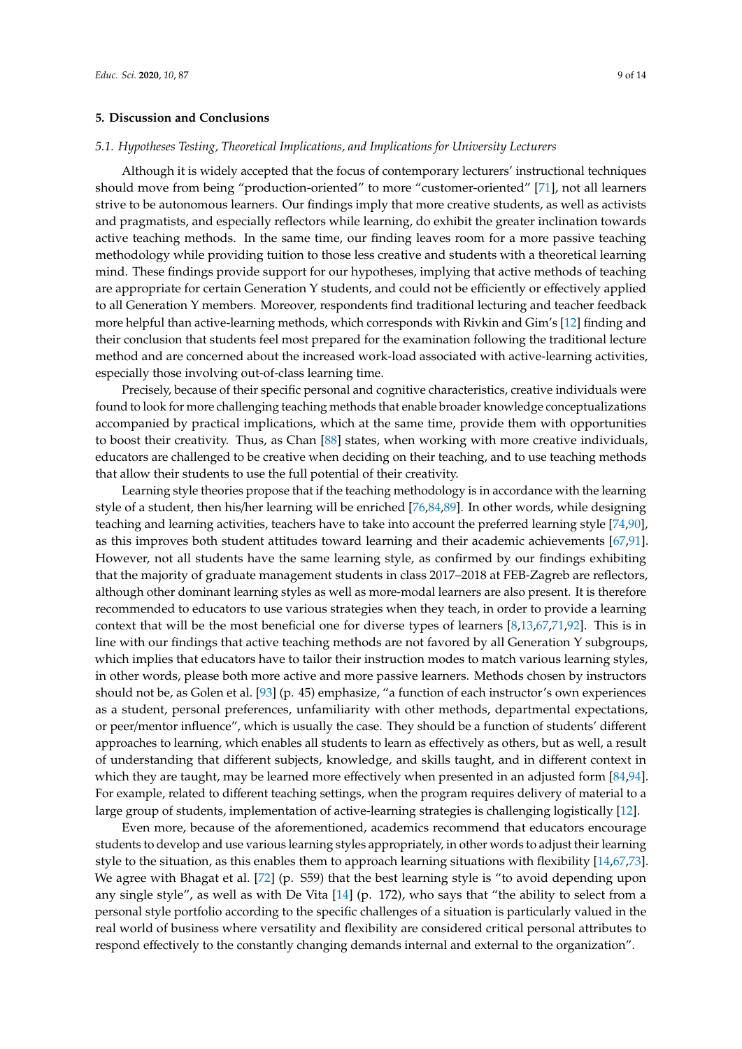## 5. Discussion and Conclusions

### 5.1. Hypotheses Testing, Theoretical Implications, and Implications for University Lecturers

Although it is widely accepted that the focus of contemporary lecturers' instructional techniques should move from being "production-oriented" to more "customer-oriented" [71], not all learners strive to be autonomous learners. Our findings imply that more creative students, as well as activists and pragmatists, and especially reflectors while learning, do exhibit the greater inclination towards active teaching methods. In the same time, our finding leaves room for a more passive teaching methodology while providing tuition to those less creative and students with a theoretical learning mind. These findings provide support for our hypotheses, implying that active methods of teaching are appropriate for certain Generation Y students, and could not be efficiently or effectively applied to all Generation Y members. Moreover, respondents find traditional lecturing and teacher feedback more helpful than active-learning methods, which corresponds with Rivkin and Gim's [12] finding and their conclusion that students feel most prepared for the examination following the traditional lecture method and are concerned about the increased work-load associated with active-learning activities, especially those involving out-of-class learning time.

Precisely, because of their specific personal and cognitive characteristics, creative individuals were found to look for more challenging teaching methods that enable broader knowledge conceptualizations accompanied by practical implications, which at the same time, provide them with opportunities to boost their creativity. Thus, as Chan [88] states, when working with more creative individuals, educators are challenged to be creative when deciding on their teaching, and to use teaching methods that allow their students to use the full potential of their creativity.

Learning style theories propose that if the teaching methodology is in accordance with the learning style of a student, then his/her learning will be enriched [76,84,89]. In other words, while designing teaching and learning activities, teachers have to take into account the preferred learning style [74,90], as this improves both student attitudes toward learning and their academic achievements [67,91]. However, not all students have the same learning style, as confirmed by our findings exhibiting that the majority of graduate management students in class 2017–2018 at FEB-Zagreb are reflectors, although other dominant learning styles as well as more-modal learners are also present. It is therefore recommended to educators to use various strategies when they teach, in order to provide a learning context that will be the most beneficial one for diverse types of learners [8,13,67,71,92]. This is in line with our findings that active teaching methods are not favored by all Generation Y subgroups, which implies that educators have to tailor their instruction modes to match various learning styles, in other words, please both more active and more passive learners. Methods chosen by instructors should not be, as Golen et al. [93] (p. 45) emphasize, "a function of each instructor's own experiences as a student, personal preferences, unfamiliarity with other methods, departmental expectations, or peer/mentor influence", which is usually the case. They should be a function of students' different approaches to learning, which enables all students to learn as effectively as others, but as well, a result of understanding that different subjects, knowledge, and skills taught, and in different context in which they are taught, may be learned more effectively when presented in an adjusted form [84,94]. For example, related to different teaching settings, when the program requires delivery of material to a large group of students, implementation of active-learning strategies is challenging logistically [12].

Even more, because of the aforementioned, academics recommend that educators encourage students to develop and use various learning styles appropriately, in other words to adjust their learning style to the situation, as this enables them to approach learning situations with flexibility [14,67,73]. We agree with Bhagat et al. [72] (p. S59) that the best learning style is "to avoid depending upon any single style", as well as with De Vita [14] (p. 172), who says that "the ability to select from a personal style portfolio according to the specific challenges of a situation is particularly valued in the real world of business where versatility and flexibility are considered critical personal attributes to respond effectively to the constantly changing demands internal and external to the organization".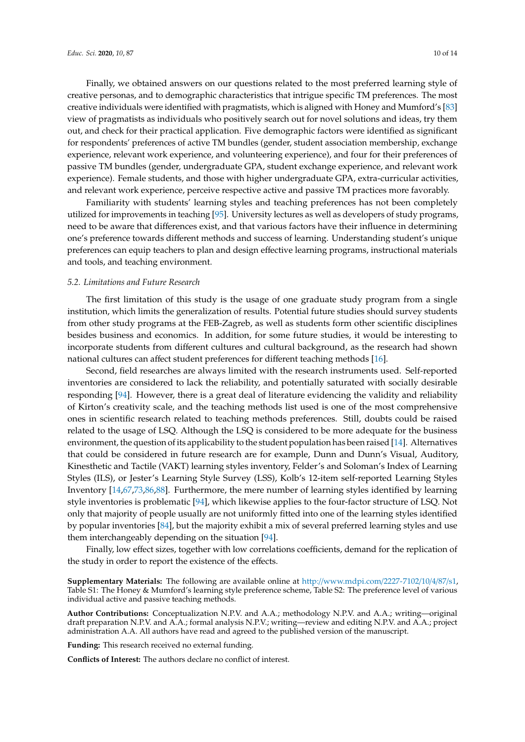Finally, we obtained answers on our questions related to the most preferred learning style of creative personas, and to demographic characteristics that intrigue specific TM preferences. The most creative individuals were identified with pragmatists, which is aligned with Honey and Mumford's [83] view of pragmatists as individuals who positively search out for novel solutions and ideas, try them out, and check for their practical application. Five demographic factors were identified as significant for respondents' preferences of active TM bundles (gender, student association membership, exchange experience, relevant work experience, and volunteering experience), and four for their preferences of passive TM bundles (gender, undergraduate GPA, student exchange experience, and relevant work experience). Female students, and those with higher undergraduate GPA, extra-curricular activities, and relevant work experience, perceive respective active and passive TM practices more favorably.

Familiarity with students' learning styles and teaching preferences has not been completely utilized for improvements in teaching [95]. University lectures as well as developers of study programs, need to be aware that differences exist, and that various factors have their influence in determining one's preference towards different methods and success of learning. Understanding student's unique preferences can equip teachers to plan and design effective learning programs, instructional materials and tools, and teaching environment.

### 5.2. Limitations and Future Research

The first limitation of this study is the usage of one graduate study program from a single institution, which limits the generalization of results. Potential future studies should survey students from other study programs at the FEB-Zagreb, as well as students form other scientific disciplines besides business and economics. In addition, for some future studies, it would be interesting to incorporate students from different cultures and cultural background, as the research had shown national cultures can affect student preferences for different teaching methods [16].

Second, field researches are always limited with the research instruments used. Self-reported inventories are considered to lack the reliability, and potentially saturated with socially desirable responding [94]. However, there is a great deal of literature evidencing the validity and reliability of Kirton's creativity scale, and the teaching methods list used is one of the most comprehensive ones in scientific research related to teaching methods preferences. Still, doubts could be raised related to the usage of LSQ. Although the LSQ is considered to be more adequate for the business environment, the question of its applicability to the student population has been raised [14]. Alternatives that could be considered in future research are for example, Dunn and Dunn's Visual, Auditory, Kinesthetic and Tactile (VAKT) learning styles inventory, Felder's and Soloman's Index of Learning Styles (ILS), or Jester's Learning Style Survey (LSS), Kolb's 12-item self-reported Learning Styles Inventory [14,67,73,86,88]. Furthermore, the mere number of learning styles identified by learning style inventories is problematic [94], which likewise applies to the four-factor structure of LSQ. Not only that majority of people usually are not uniformly fitted into one of the learning styles identified by popular inventories [84], but the majority exhibit a mix of several preferred learning styles and use them interchangeably depending on the situation [94].

Finally, low effect sizes, together with low correlations coefficients, demand for the replication of the study in order to report the existence of the effects.

**Supplementary Materials:** The following are available online at http://www.mdpi.com/2227-7102/10/4/87/s1, Table S1: The Honey & Mumford's learning style preference scheme, Table S2: The preference level of various individual active and passive teaching methods.

**Author Contributions:** Conceptualization N.P.V. and A.A.; methodology N.P.V. and A.A.; writing—original draft preparation N.P.V. and A.A.; formal analysis N.P.V.; writing—review and editing N.P.V. and A.A.; project administration A.A. All authors have read and agreed to the published version of the manuscript.

**Funding:** This research received no external funding.

**Conflicts of Interest:** The authors declare no conflict of interest.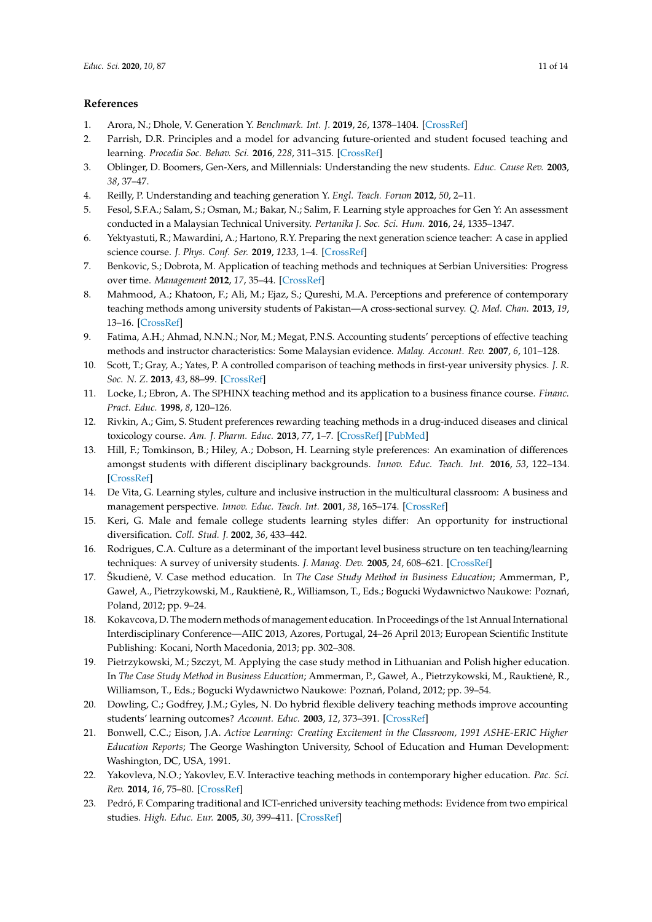## References

1. Arora, N.; Dhole, V. Generation Y. *Benchmark. Int. J.* **2019**, *26*, 1378–1404. [CrossRef]
2. Parrish, D.R. Principles and a model for advancing future-oriented and student focused teaching and learning. *Procedia Soc. Behav. Sci.* **2016**, *228*, 311–315. [CrossRef]
3. Oblinger, D. Boomers, Gen-Xers, and Millennials: Understanding the new students. *Educ. Cause Rev.* **2003**, *38*, 37–47.
4. Reilly, P. Understanding and teaching generation Y. *Engl. Teach. Forum* **2012**, *50*, 2–11.
5. Fesol, S.F.A.; Salam, S.; Osman, M.; Bakar, N.; Salim, F. Learning style approaches for Gen Y: An assessment conducted in a Malaysian Technical University. *Pertanika J. Soc. Sci. Hum.* **2016**, *24*, 1335–1347.
6. Yektyastuti, R.; Mawardini, A.; Hartono, R.Y. Preparing the next generation science teacher: A case in applied science course. *J. Phys. Conf. Ser.* **2019**, *1233*, 1–4. [CrossRef]
7. Benkovic, S.; Dobrota, M. Application of teaching methods and techniques at Serbian Universities: Progress over time. *Management* **2012**, *17*, 35–44. [CrossRef]
8. Mahmood, A.; Khatoon, F.; Ali, M.; Ejaz, S.; Qureshi, M.A. Perceptions and preference of contemporary teaching methods among university students of Pakistan—A cross-sectional survey. *Q. Med. Chan.* **2013**, *19*, 13–16. [CrossRef]
9. Fatima, A.H.; Ahmad, N.N.N.; Nor, M.; Megat, P.N.S. Accounting students' perceptions of effective teaching methods and instructor characteristics: Some Malaysian evidence. *Malay. Account. Rev.* **2007**, *6*, 101–128.
10. Scott, T.; Gray, A.; Yates, P. A controlled comparison of teaching methods in first-year university physics. *J. R. Soc. N. Z.* **2013**, *43*, 88–99. [CrossRef]
11. Locke, I.; Ebron, A. The SPHINX teaching method and its application to a business finance course. *Financ. Pract. Educ.* **1998**, *8*, 120–126.
12. Rivkin, A.; Gim, S. Student preferences rewarding teaching methods in a drug-induced diseases and clinical toxicology course. *Am. J. Pharm. Educ.* **2013**, *77*, 1–7. [CrossRef] [PubMed]
13. Hill, F.; Tomkinson, B.; Hiley, A.; Dobson, H. Learning style preferences: An examination of differences amongst students with different disciplinary backgrounds. *Innov. Educ. Teach. Int.* **2016**, *53*, 122–134. [CrossRef]
14. De Vita, G. Learning styles, culture and inclusive instruction in the multicultural classroom: A business and management perspective. *Innov. Educ. Teach. Int.* **2001**, *38*, 165–174. [CrossRef]
15. Keri, G. Male and female college students learning styles differ: An opportunity for instructional diversification. *Coll. Stud. J.* **2002**, *36*, 433–442.
16. Rodrigues, C.A. Culture as a determinant of the important level business structure on ten teaching/learning techniques: A survey of university students. *J. Manag. Dev.* **2005**, *24*, 608–621. [CrossRef]
17. Škudienė, V. Case method education. In *The Case Study Method in Business Education*; Ammerman, P., Gaweł, A., Pietrzykowski, M., Rauktienė, R., Williamson, T., Eds.; Bogucki Wydawnictwo Naukowe: Poznań, Poland, 2012; pp. 9–24.
18. Kokavcova, D. The modern methods of management education. In Proceedings of the 1st Annual International Interdisciplinary Conference—AIIC 2013, Azores, Portugal, 24–26 April 2013; European Scientific Institute Publishing: Kocani, North Macedonia, 2013; pp. 302–308.
19. Pietrzykowski, M.; Szczyt, M. Applying the case study method in Lithuanian and Polish higher education. In *The Case Study Method in Business Education*; Ammerman, P., Gaweł, A., Pietrzykowski, M., Rauktienė, R., Williamson, T., Eds.; Bogucki Wydawnictwo Naukowe: Poznań, Poland, 2012; pp. 39–54.
20. Dowling, C.; Godfrey, J.M.; Gyles, N. Do hybrid flexible delivery teaching methods improve accounting students' learning outcomes? *Account. Educ.* **2003**, *12*, 373–391. [CrossRef]
21. Bonwell, C.C.; Eison, J.A. *Active Learning: Creating Excitement in the Classroom, 1991 ASHE-ERIC Higher Education Reports*; The George Washington University, School of Education and Human Development: Washington, DC, USA, 1991.
22. Yakovleva, N.O.; Yakovlev, E.V. Interactive teaching methods in contemporary higher education. *Pac. Sci. Rev.* **2014**, *16*, 75–80. [CrossRef]
23. Pedró, F. Comparing traditional and ICT-enriched university teaching methods: Evidence from two empirical studies. *High. Educ. Eur.* **2005**, *30*, 399–411. [CrossRef]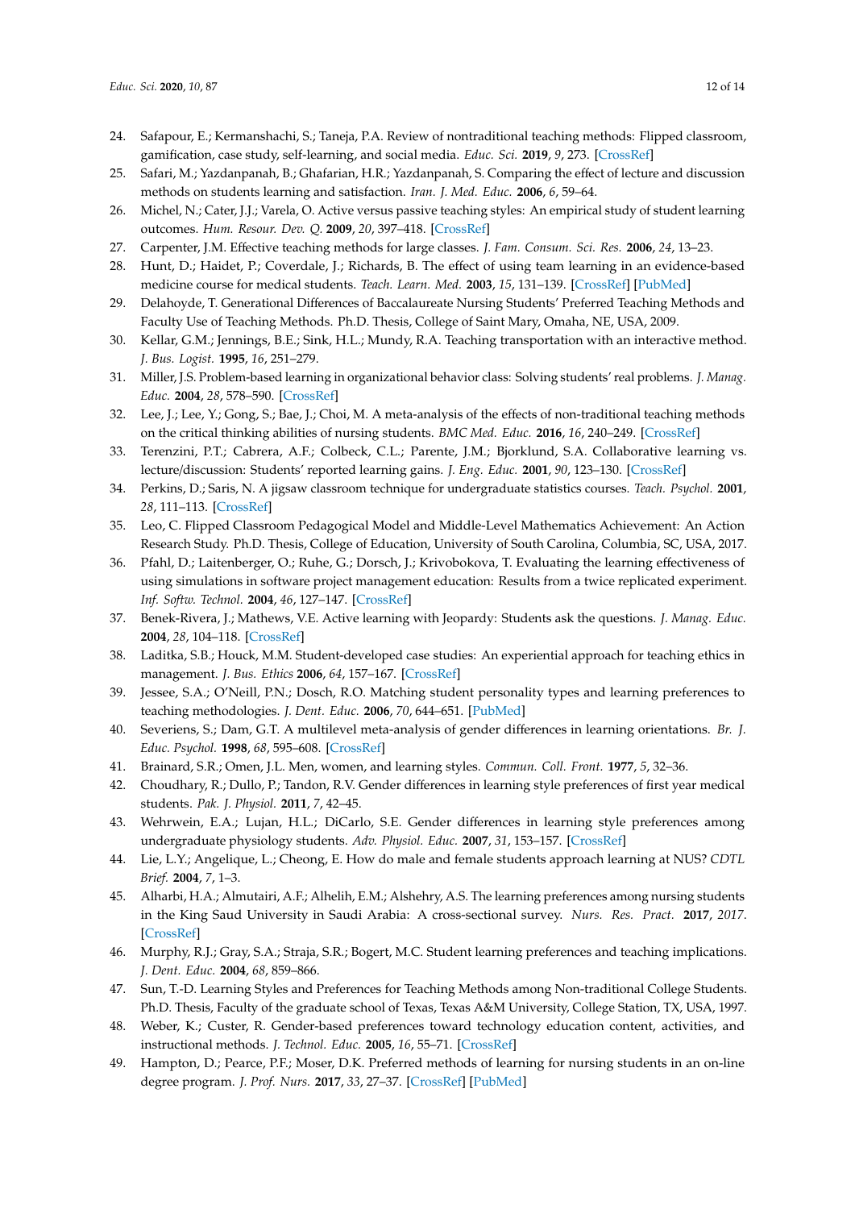24. Safapour, E.; Kermanshachi, S.; Taneja, P.A. Review of nontraditional teaching methods: Flipped classroom, gamification, case study, self-learning, and social media. *Educ. Sci.* **2019**, *9*, 273. [CrossRef]
25. Safari, M.; Yazdanpanah, B.; Ghafarian, H.R.; Yazdanpanah, S. Comparing the effect of lecture and discussion methods on students learning and satisfaction. *Iran. J. Med. Educ.* **2006**, *6*, 59–64.
26. Michel, N.; Cater, J.J.; Varela, O. Active versus passive teaching styles: An empirical study of student learning outcomes. *Hum. Resour. Dev. Q.* **2009**, *20*, 397–418. [CrossRef]
27. Carpenter, J.M. Effective teaching methods for large classes. *J. Fam. Consum. Sci. Res.* **2006**, *24*, 13–23.
28. Hunt, D.; Haidet, P.; Coverdale, J.; Richards, B. The effect of using team learning in an evidence-based medicine course for medical students. *Teach. Learn. Med.* **2003**, *15*, 131–139. [CrossRef] [PubMed]
29. Delahoyde, T. Generational Differences of Baccalaureate Nursing Students' Preferred Teaching Methods and Faculty Use of Teaching Methods. Ph.D. Thesis, College of Saint Mary, Omaha, NE, USA, 2009.
30. Kellar, G.M.; Jennings, B.E.; Sink, H.L.; Mundy, R.A. Teaching transportation with an interactive method. *J. Bus. Logist.* **1995**, *16*, 251–279.
31. Miller, J.S. Problem-based learning in organizational behavior class: Solving students' real problems. *J. Manag. Educ.* **2004**, *28*, 578–590. [CrossRef]
32. Lee, J.; Lee, Y.; Gong, S.; Bae, J.; Choi, M. A meta-analysis of the effects of non-traditional teaching methods on the critical thinking abilities of nursing students. *BMC Med. Educ.* **2016**, *16*, 240–249. [CrossRef]
33. Terenzini, P.T.; Cabrera, A.F.; Colbeck, C.L.; Parente, J.M.; Bjorklund, S.A. Collaborative learning vs. lecture/discussion: Students' reported learning gains. *J. Eng. Educ.* **2001**, *90*, 123–130. [CrossRef]
34. Perkins, D.; Saris, N. A jigsaw classroom technique for undergraduate statistics courses. *Teach. Psychol.* **2001**, *28*, 111–113. [CrossRef]
35. Leo, C. Flipped Classroom Pedagogical Model and Middle-Level Mathematics Achievement: An Action Research Study. Ph.D. Thesis, College of Education, University of South Carolina, Columbia, SC, USA, 2017.
36. Pfahl, D.; Laitenberger, O.; Ruhe, G.; Dorsch, J.; Krivobokova, T. Evaluating the learning effectiveness of using simulations in software project management education: Results from a twice replicated experiment. *Inf. Softw. Technol.* **2004**, *46*, 127–147. [CrossRef]
37. Benek-Rivera, J.; Mathews, V.E. Active learning with Jeopardy: Students ask the questions. *J. Manag. Educ.* **2004**, *28*, 104–118. [CrossRef]
38. Laditka, S.B.; Houck, M.M. Student-developed case studies: An experiential approach for teaching ethics in management. *J. Bus. Ethics* **2006**, *64*, 157–167. [CrossRef]
39. Jessee, S.A.; O'Neill, P.N.; Dosch, R.O. Matching student personality types and learning preferences to teaching methodologies. *J. Dent. Educ.* **2006**, *70*, 644–651. [PubMed]
40. Severiens, S.; Dam, G.T. A multilevel meta-analysis of gender differences in learning orientations. *Br. J. Educ. Psychol.* **1998**, *68*, 595–608. [CrossRef]
41. Brainard, S.R.; Omen, J.L. Men, women, and learning styles. *Commun. Coll. Front.* **1977**, *5*, 32–36.
42. Choudhary, R.; Dullo, P.; Tandon, R.V. Gender differences in learning style preferences of first year medical students. *Pak. J. Physiol.* **2011**, *7*, 42–45.
43. Wehrwein, E.A.; Lujan, H.L.; DiCarlo, S.E. Gender differences in learning style preferences among undergraduate physiology students. *Adv. Physiol. Educ.* **2007**, *31*, 153–157. [CrossRef]
44. Lie, L.Y.; Angelique, L.; Cheong, E. How do male and female students approach learning at NUS? *CDTL Brief.* **2004**, *7*, 1–3.
45. Alharbi, H.A.; Almutairi, A.F.; Alhelih, E.M.; Alshehry, A.S. The learning preferences among nursing students in the King Saud University in Saudi Arabia: A cross-sectional survey. *Nurs. Res. Pract.* **2017**, *2017*. [CrossRef]
46. Murphy, R.J.; Gray, S.A.; Straja, S.R.; Bogert, M.C. Student learning preferences and teaching implications. *J. Dent. Educ.* **2004**, *68*, 859–866.
47. Sun, T.-D. Learning Styles and Preferences for Teaching Methods among Non-traditional College Students. Ph.D. Thesis, Faculty of the graduate school of Texas, Texas A&M University, College Station, TX, USA, 1997.
48. Weber, K.; Custer, R. Gender-based preferences toward technology education content, activities, and instructional methods. *J. Technol. Educ.* **2005**, *16*, 55–71. [CrossRef]
49. Hampton, D.; Pearce, P.F.; Moser, D.K. Preferred methods of learning for nursing students in an on-line degree program. *J. Prof. Nurs.* **2017**, *33*, 27–37. [CrossRef] [PubMed]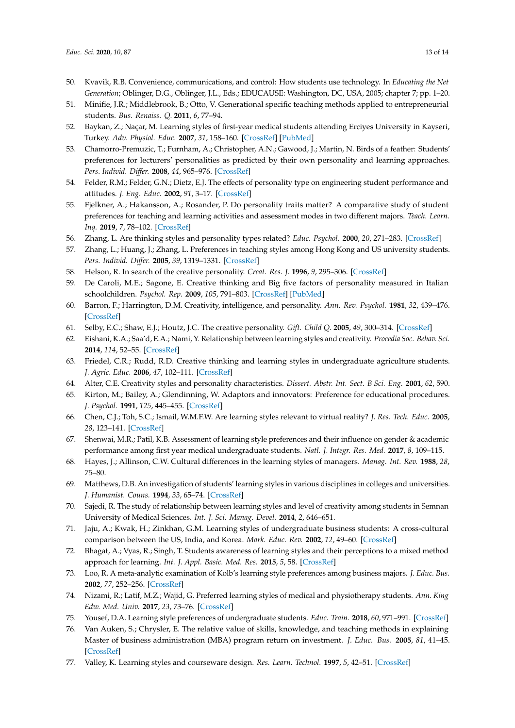50. Kvavik, R.B. Convenience, communications, and control: How students use technology. In *Educating the Net Generation*; Oblinger, D.G., Oblinger, J.L., Eds.; EDUCAUSE: Washington, DC, USA, 2005; chapter 7; pp. 1–20.
51. Minifie, J.R.; Middlebrook, B.; Otto, V. Generational specific teaching methods applied to entrepreneurial students. *Bus. Renaiss. Q.* **2011**, *6*, 77–94.
52. Baykan, Z.; Naçar, M. Learning styles of first-year medical students attending Erciyes University in Kayseri, Turkey. *Adv. Physiol. Educ.* **2007**, *31*, 158–160. [CrossRef] [PubMed]
53. Chamorro-Premuzic, T.; Furnham, A.; Christopher, A.N.; Gawood, J.; Martin, N. Birds of a feather: Students' preferences for lecturers' personalities as predicted by their own personality and learning approaches. *Pers. Individ. Differ.* **2008**, *44*, 965–976. [CrossRef]
54. Felder, R.M.; Felder, G.N.; Dietz, E.J. The effects of personality type on engineering student performance and attitudes. *J. Eng. Educ.* **2002**, *91*, 3–17. [CrossRef]
55. Fjelkner, A.; Hakansson, A.; Rosander, P. Do personality traits matter? A comparative study of student preferences for teaching and learning activities and assessment modes in two different majors. *Teach. Learn. Inq.* **2019**, *7*, 78–102. [CrossRef]
56. Zhang, L. Are thinking styles and personality types related? *Educ. Psychol.* **2000**, *20*, 271–283. [CrossRef]
57. Zhang, L.; Huang, J.; Zhang, L. Preferences in teaching styles among Hong Kong and US university students. *Pers. Individ. Differ.* **2005**, *39*, 1319–1331. [CrossRef]
58. Helson, R. In search of the creative personality. *Creat. Res. J.* **1996**, *9*, 295–306. [CrossRef]
59. De Caroli, M.E.; Sagone, E. Creative thinking and Big five factors of personality measured in Italian schoolchildren. *Psychol. Rep.* **2009**, *105*, 791–803. [CrossRef] [PubMed]
60. Barron, F.; Harrington, D.M. Creativity, intelligence, and personality. *Ann. Rev. Psychol.* **1981**, *32*, 439–476. [CrossRef]
61. Selby, E.C.; Shaw, E.J.; Houtz, J.C. The creative personality. *Gift. Child Q.* **2005**, *49*, 300–314. [CrossRef]
62. Eishani, K.A.; Saa'd, E.A.; Nami, Y. Relationship between learning styles and creativity. *Procedia Soc. Behav. Sci.* **2014**, *114*, 52–55. [CrossRef]
63. Friedel, C.R.; Rudd, R.D. Creative thinking and learning styles in undergraduate agriculture students. *J. Agric. Educ.* **2006**, *47*, 102–111. [CrossRef]
64. Alter, C.E. Creativity styles and personality characteristics. *Dissert. Abstr. Int. Sect. B Sci. Eng.* **2001**, *62*, 590.
65. Kirton, M.; Bailey, A.; Glendinning, W. Adaptors and innovators: Preference for educational procedures. *J. Psychol.* **1991**, *125*, 445–455. [CrossRef]
66. Chen, C.J.; Toh, S.C.; Ismail, W.M.F.W. Are learning styles relevant to virtual reality? *J. Res. Tech. Educ.* **2005**, *28*, 123–141. [CrossRef]
67. Shenwai, M.R.; Patil, K.B. Assessment of learning style preferences and their influence on gender & academic performance among first year medical undergraduate students. *Natl. J. Integr. Res. Med.* **2017**, *8*, 109–115.
68. Hayes, J.; Allinson, C.W. Cultural differences in the learning styles of managers. *Manag. Int. Rev.* **1988**, *28*, 75–80.
69. Matthews, D.B. An investigation of students' learning styles in various disciplines in colleges and universities. *J. Humanist. Couns.* **1994**, *33*, 65–74. [CrossRef]
70. Sajedi, R. The study of relationship between learning styles and level of creativity among students in Semnan University of Medical Sciences. *Int. J. Sci. Manag. Devel.* **2014**, *2*, 646–651.
71. Jaju, A.; Kwak, H.; Zinkhan, G.M. Learning styles of undergraduate business students: A cross-cultural comparison between the US, India, and Korea. *Mark. Educ. Rev.* **2002**, *12*, 49–60. [CrossRef]
72. Bhagat, A.; Vyas, R.; Singh, T. Students awareness of learning styles and their perceptions to a mixed method approach for learning. *Int. J. Appl. Basic. Med. Res.* **2015**, *5*, 58. [CrossRef]
73. Loo, R. A meta-analytic examination of Kolb's learning style preferences among business majors. *J. Educ. Bus.* **2002**, *77*, 252–256. [CrossRef]
74. Nizami, R.; Latif, M.Z.; Wajid, G. Preferred learning styles of medical and physiotherapy students. *Ann. King Edw. Med. Univ.* **2017**, *23*, 73–76. [CrossRef]
75. Yousef, D.A. Learning style preferences of undergraduate students. *Educ. Train.* **2018**, *60*, 971–991. [CrossRef]
76. Van Auken, S.; Chrysler, E. The relative value of skills, knowledge, and teaching methods in explaining Master of business administration (MBA) program return on investment. *J. Educ. Bus.* **2005**, *81*, 41–45. [CrossRef]
77. Valley, K. Learning styles and courseware design. *Res. Learn. Technol.* **1997**, *5*, 42–51. [CrossRef]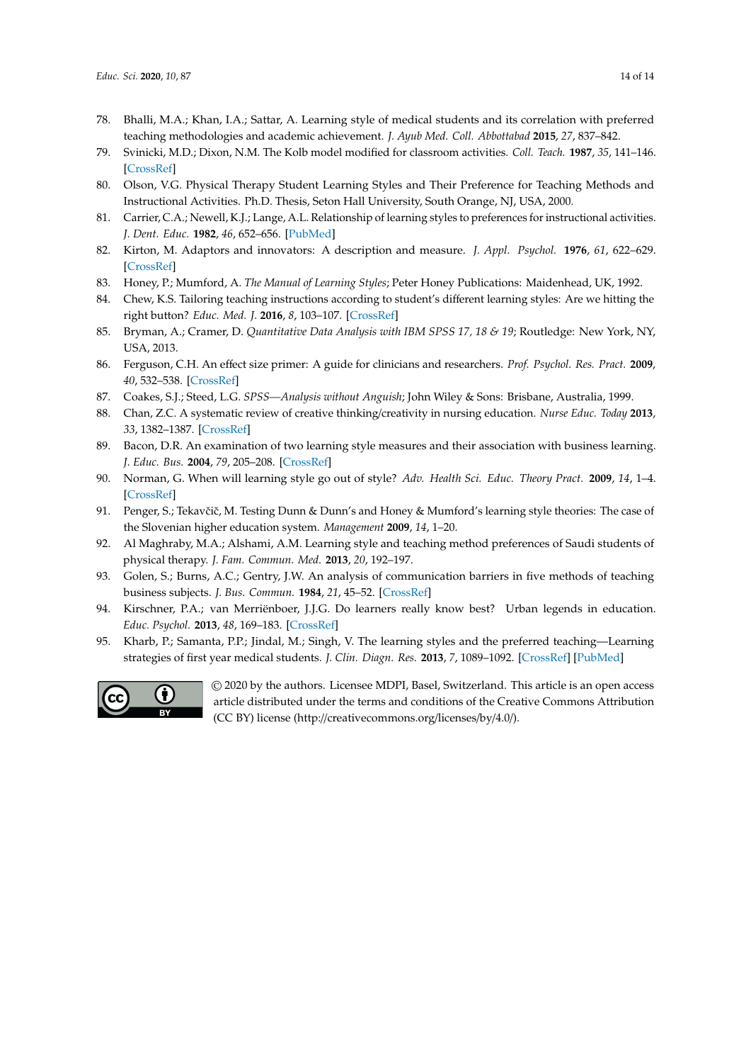78. Bhalli, M.A.; Khan, I.A.; Sattar, A. Learning style of medical students and its correlation with preferred teaching methodologies and academic achievement. *J. Ayub Med. Coll. Abbottabad* **2015**, *27*, 837–842.
79. Svinicki, M.D.; Dixon, N.M. The Kolb model modified for classroom activities. *Coll. Teach.* **1987**, *35*, 141–146. [CrossRef]
80. Olson, V.G. Physical Therapy Student Learning Styles and Their Preference for Teaching Methods and Instructional Activities. Ph.D. Thesis, Seton Hall University, South Orange, NJ, USA, 2000.
81. Carrier, C.A.; Newell, K.J.; Lange, A.L. Relationship of learning styles to preferences for instructional activities. *J. Dent. Educ.* **1982**, *46*, 652–656. [PubMed]
82. Kirton, M. Adaptors and innovators: A description and measure. *J. Appl. Psychol.* **1976**, *61*, 622–629. [CrossRef]
83. Honey, P.; Mumford, A. *The Manual of Learning Styles*; Peter Honey Publications: Maidenhead, UK, 1992.
84. Chew, K.S. Tailoring teaching instructions according to student's different learning styles: Are we hitting the right button? *Educ. Med. J.* **2016**, *8*, 103–107. [CrossRef]
85. Bryman, A.; Cramer, D. *Quantitative Data Analysis with IBM SPSS 17, 18 & 19*; Routledge: New York, NY, USA, 2013.
86. Ferguson, C.H. An effect size primer: A guide for clinicians and researchers. *Prof. Psychol. Res. Pract.* **2009**, *40*, 532–538. [CrossRef]
87. Coakes, S.J.; Steed, L.G. *SPSS—Analysis without Anguish*; John Wiley & Sons: Brisbane, Australia, 1999.
88. Chan, Z.C. A systematic review of creative thinking/creativity in nursing education. *Nurse Educ. Today* **2013**, *33*, 1382–1387. [CrossRef]
89. Bacon, D.R. An examination of two learning style measures and their association with business learning. *J. Educ. Bus.* **2004**, *79*, 205–208. [CrossRef]
90. Norman, G. When will learning style go out of style? *Adv. Health Sci. Educ. Theory Pract.* **2009**, *14*, 1–4. [CrossRef]
91. Penger, S.; Tekavčič, M. Testing Dunn & Dunn's and Honey & Mumford's learning style theories: The case of the Slovenian higher education system. *Management* **2009**, *14*, 1–20.
92. Al Maghraby, M.A.; Alshami, A.M. Learning style and teaching method preferences of Saudi students of physical therapy. *J. Fam. Commun. Med.* **2013**, *20*, 192–197.
93. Golen, S.; Burns, A.C.; Gentry, J.W. An analysis of communication barriers in five methods of teaching business subjects. *J. Bus. Commun.* **1984**, *21*, 45–52. [CrossRef]
94. Kirschner, P.A.; van Merriënboer, J.J.G. Do learners really know best? Urban legends in education. *Educ. Psychol.* **2013**, *48*, 169–183. [CrossRef]
95. Kharb, P.; Samanta, P.P.; Jindal, M.; Singh, V. The learning styles and the preferred teaching—Learning strategies of first year medical students. *J. Clin. Diagn. Res.* **2013**, *7*, 1089–1092. [CrossRef] [PubMed]

© 2020 by the authors. Licensee MDPI, Basel, Switzerland. This article is an open access article distributed under the terms and conditions of the Creative Commons Attribution (CC BY) license (http://creativecommons.org/licenses/by/4.0/).